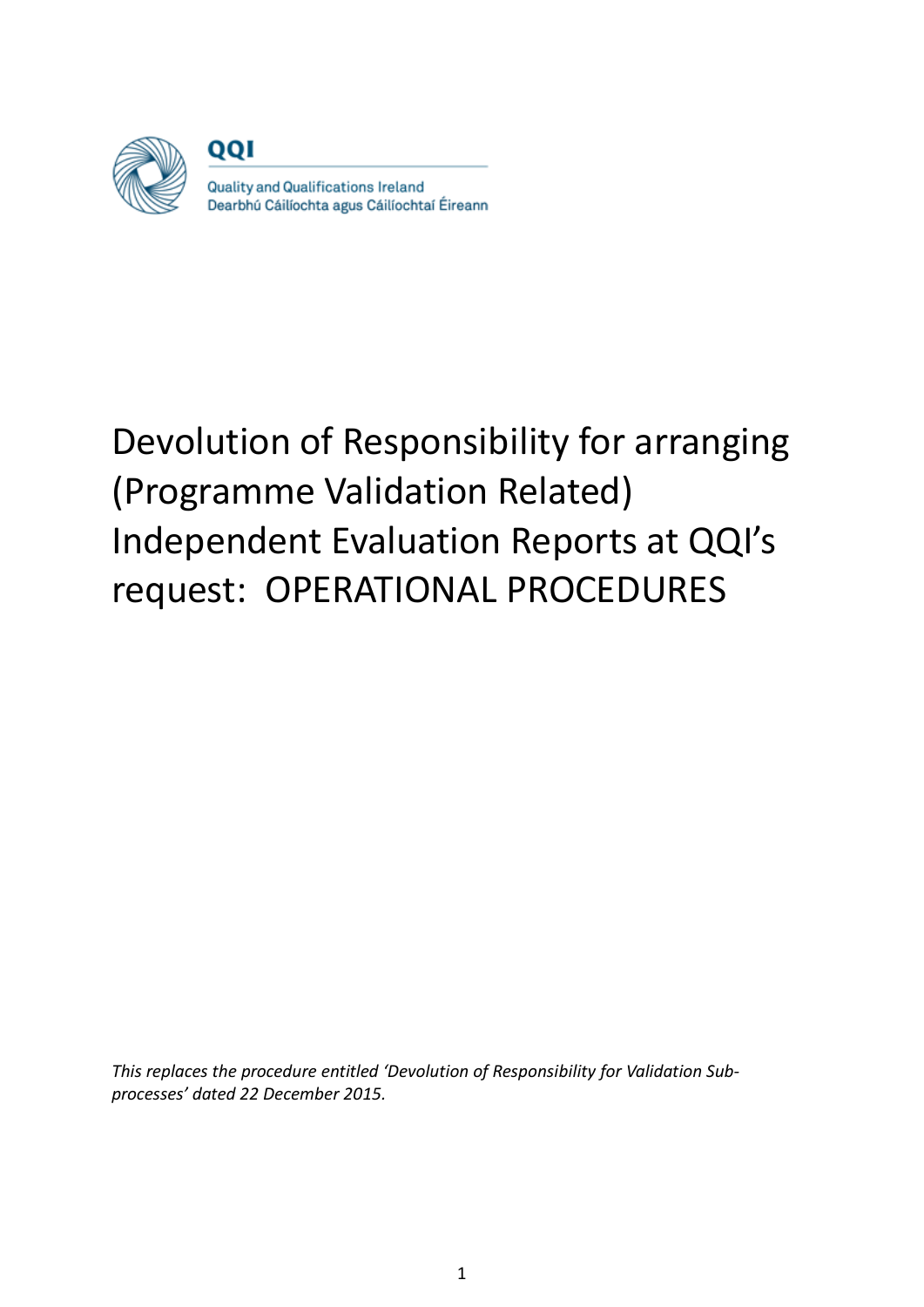QQI

Quality and Qualifications Ireland
Dearbhú Cáilíochta agus Cáilíochtaí Éireann

# Devolution of Responsibility for arranging (Programme Validation Related) Independent Evaluation Reports at QQI's request: OPERATIONAL PROCEDURES

*This replaces the procedure entitled 'Devolution of Responsibility for Validation Sub-processes' dated 22 December 2015.*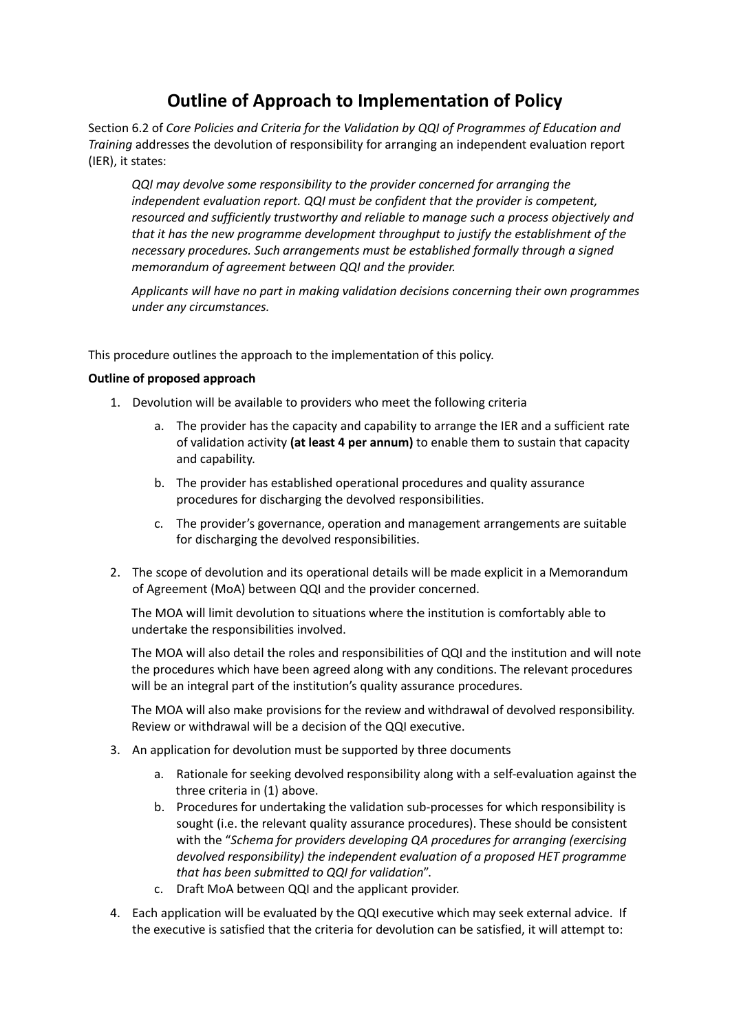# Outline of Approach to Implementation of Policy

Section 6.2 of *Core Policies and Criteria for the Validation by QQI of Programmes of Education and Training* addresses the devolution of responsibility for arranging an independent evaluation report (IER), it states:

> *QQI may devolve some responsibility to the provider concerned for arranging the independent evaluation report. QQI must be confident that the provider is competent, resourced and sufficiently trustworthy and reliable to manage such a process objectively and that it has the new programme development throughput to justify the establishment of the necessary procedures. Such arrangements must be established formally through a signed memorandum of agreement between QQI and the provider.*
>
> *Applicants will have no part in making validation decisions concerning their own programmes under any circumstances.*

This procedure outlines the approach to the implementation of this policy.

**Outline of proposed approach**

1. Devolution will be available to providers who meet the following criteria
    a. The provider has the capacity and capability to arrange the IER and a sufficient rate of validation activity **(at least 4 per annum)** to enable them to sustain that capacity and capability.
    b. The provider has established operational procedures and quality assurance procedures for discharging the devolved responsibilities.
    c. The provider's governance, operation and management arrangements are suitable for discharging the devolved responsibilities.
2. The scope of devolution and its operational details will be made explicit in a Memorandum of Agreement (MoA) between QQI and the provider concerned.

    The MOA will limit devolution to situations where the institution is comfortably able to undertake the responsibilities involved.

    The MOA will also detail the roles and responsibilities of QQI and the institution and will note the procedures which have been agreed along with any conditions. The relevant procedures will be an integral part of the institution's quality assurance procedures.

    The MOA will also make provisions for the review and withdrawal of devolved responsibility. Review or withdrawal will be a decision of the QQI executive.
3. An application for devolution must be supported by three documents
    a. Rationale for seeking devolved responsibility along with a self-evaluation against the three criteria in (1) above.
    b. Procedures for undertaking the validation sub-processes for which responsibility is sought (i.e. the relevant quality assurance procedures). These should be consistent with the "*Schema for providers developing QA procedures for arranging (exercising devolved responsibility) the independent evaluation of a proposed HET programme that has been submitted to QQI for validation*".
    c. Draft MoA between QQI and the applicant provider.
4. Each application will be evaluated by the QQI executive which may seek external advice. If the executive is satisfied that the criteria for devolution can be satisfied, it will attempt to: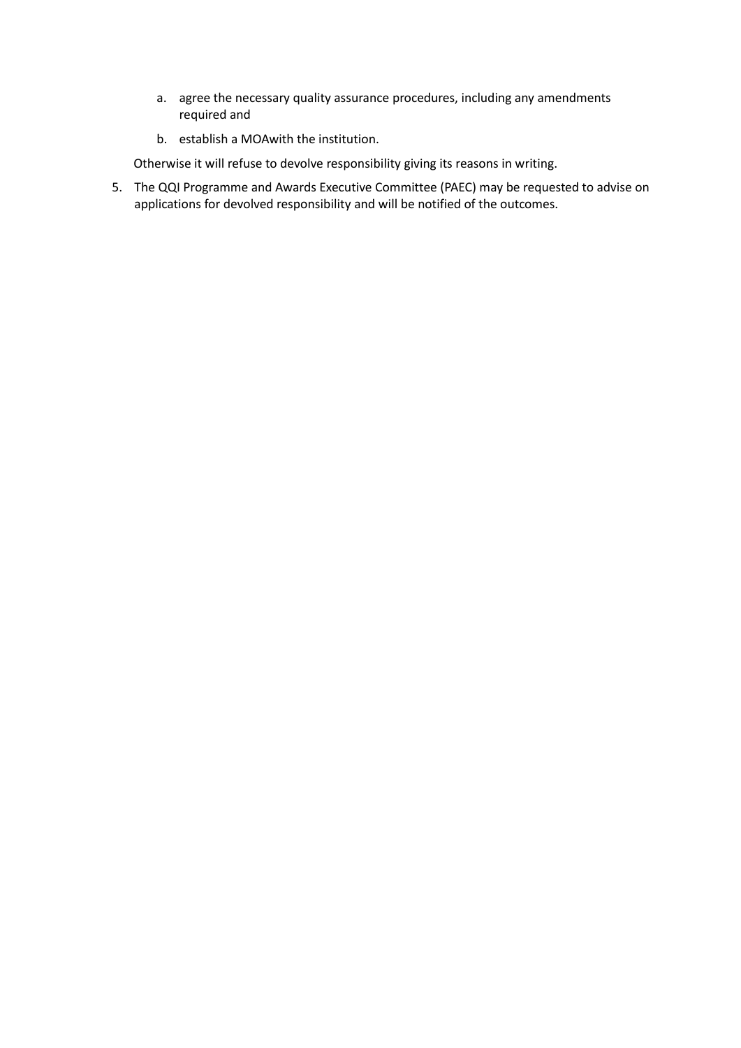a. agree the necessary quality assurance procedures, including any amendments required and
   b. establish a MOAwith the institution.

   Otherwise it will refuse to devolve responsibility giving its reasons in writing.

5. The QQI Programme and Awards Executive Committee (PAEC) may be requested to advise on applications for devolved responsibility and will be notified of the outcomes.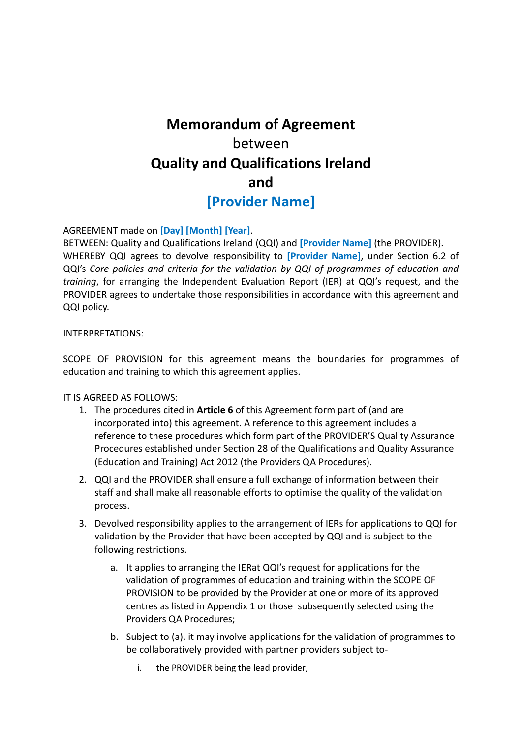# Memorandum of Agreement

between

# Quality and Qualifications Ireland

# and

# [Provider Name]

AGREEMENT made on **[Day] [Month] [Year]**.

BETWEEN: Quality and Qualifications Ireland (QQI) and **[Provider Name]** (the PROVIDER).

WHEREBY QQI agrees to devolve responsibility to **[Provider Name]**, under Section 6.2 of QQI's *Core policies and criteria for the validation by QQI of programmes of education and training*, for arranging the Independent Evaluation Report (IER) at QQI's request, and the PROVIDER agrees to undertake those responsibilities in accordance with this agreement and QQI policy.

INTERPRETATIONS:

SCOPE OF PROVISION for this agreement means the boundaries for programmes of education and training to which this agreement applies.

IT IS AGREED AS FOLLOWS:

1. The procedures cited in **Article 6** of this Agreement form part of (and are incorporated into) this agreement. A reference to this agreement includes a reference to these procedures which form part of the PROVIDER'S Quality Assurance Procedures established under Section 28 of the Qualifications and Quality Assurance (Education and Training) Act 2012 (the Providers QA Procedures).
2. QQI and the PROVIDER shall ensure a full exchange of information between their staff and shall make all reasonable efforts to optimise the quality of the validation process.
3. Devolved responsibility applies to the arrangement of IERs for applications to QQI for validation by the Provider that have been accepted by QQI and is subject to the following restrictions.
   a. It applies to arranging the IERat QQI's request for applications for the validation of programmes of education and training within the SCOPE OF PROVISION to be provided by the Provider at one or more of its approved centres as listed in Appendix 1 or those subsequently selected using the Providers QA Procedures;
   b. Subject to (a), it may involve applications for the validation of programmes to be collaboratively provided with partner providers subject to-
      i. the PROVIDER being the lead provider,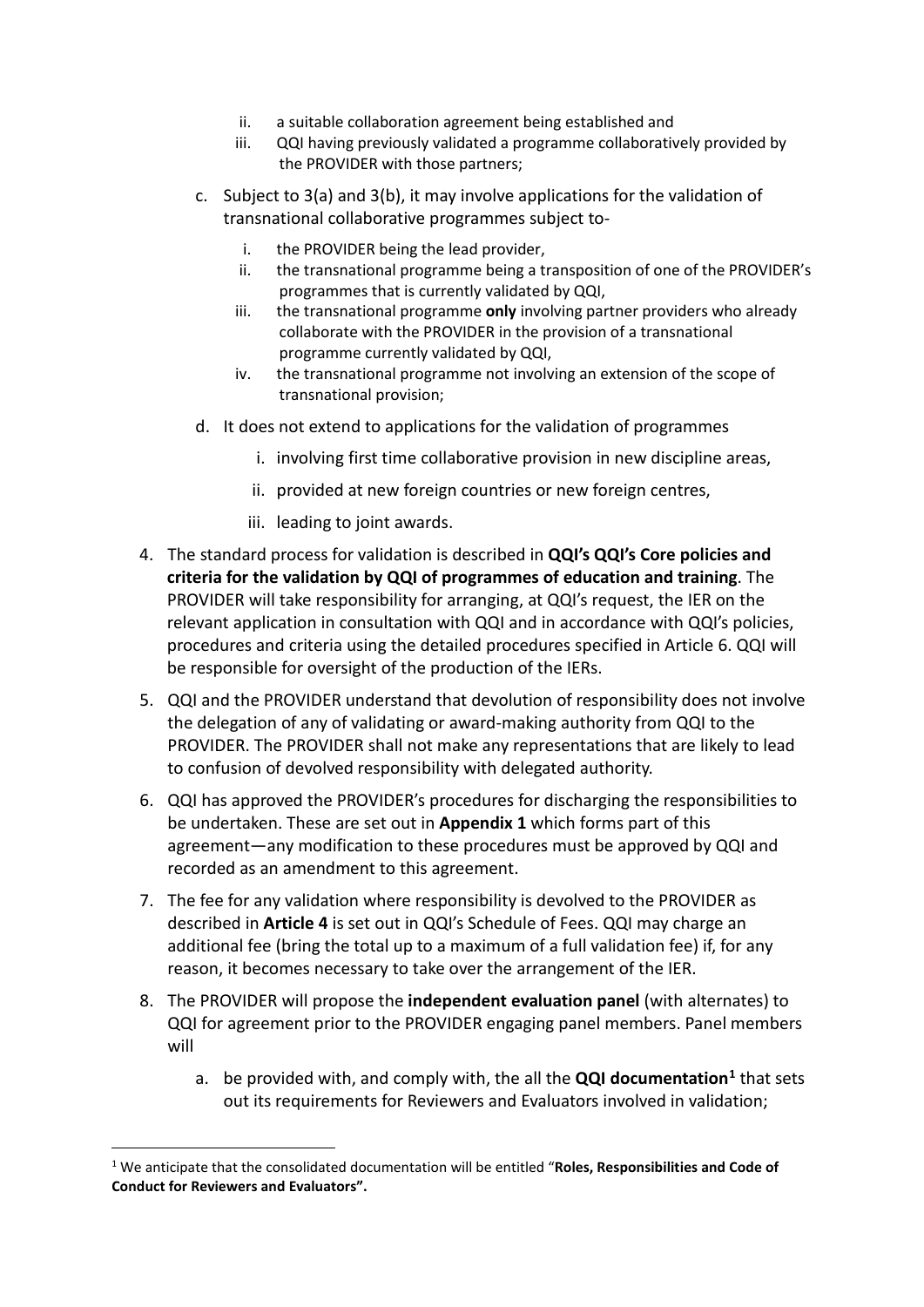ii. a suitable collaboration agreement being established and
   iii. QQI having previously validated a programme collaboratively provided by the PROVIDER with those partners;

c. Subject to 3(a) and 3(b), it may involve applications for the validation of transnational collaborative programmes subject to-
   i. the PROVIDER being the lead provider,
   ii. the transnational programme being a transposition of one of the PROVIDER's programmes that is currently validated by QQI,
   iii. the transnational programme **only** involving partner providers who already collaborate with the PROVIDER in the provision of a transnational programme currently validated by QQI,
   iv. the transnational programme not involving an extension of the scope of transnational provision;

d. It does not extend to applications for the validation of programmes
   i. involving first time collaborative provision in new discipline areas,
   ii. provided at new foreign countries or new foreign centres,
   iii. leading to joint awards.

4. The standard process for validation is described in **QQI's QQI's Core policies and criteria for the validation by QQI of programmes of education and training**. The PROVIDER will take responsibility for arranging, at QQI's request, the IER on the relevant application in consultation with QQI and in accordance with QQI's policies, procedures and criteria using the detailed procedures specified in Article 6. QQI will be responsible for oversight of the production of the IERs.

5. QQI and the PROVIDER understand that devolution of responsibility does not involve the delegation of any of validating or award-making authority from QQI to the PROVIDER. The PROVIDER shall not make any representations that are likely to lead to confusion of devolved responsibility with delegated authority.

6. QQI has approved the PROVIDER's procedures for discharging the responsibilities to be undertaken. These are set out in **Appendix 1** which forms part of this agreement—any modification to these procedures must be approved by QQI and recorded as an amendment to this agreement.

7. The fee for any validation where responsibility is devolved to the PROVIDER as described in **Article 4** is set out in QQI's Schedule of Fees. QQI may charge an additional fee (bring the total up to a maximum of a full validation fee) if, for any reason, it becomes necessary to take over the arrangement of the IER.

8. The PROVIDER will propose the **independent evaluation panel** (with alternates) to QQI for agreement prior to the PROVIDER engaging panel members. Panel members will
   a. be provided with, and comply with, the all the **QQI documentation**[1] that sets out its requirements for Reviewers and Evaluators involved in validation;

[1] We anticipate that the consolidated documentation will be entitled "**Roles, Responsibilities and Code of Conduct for Reviewers and Evaluators".**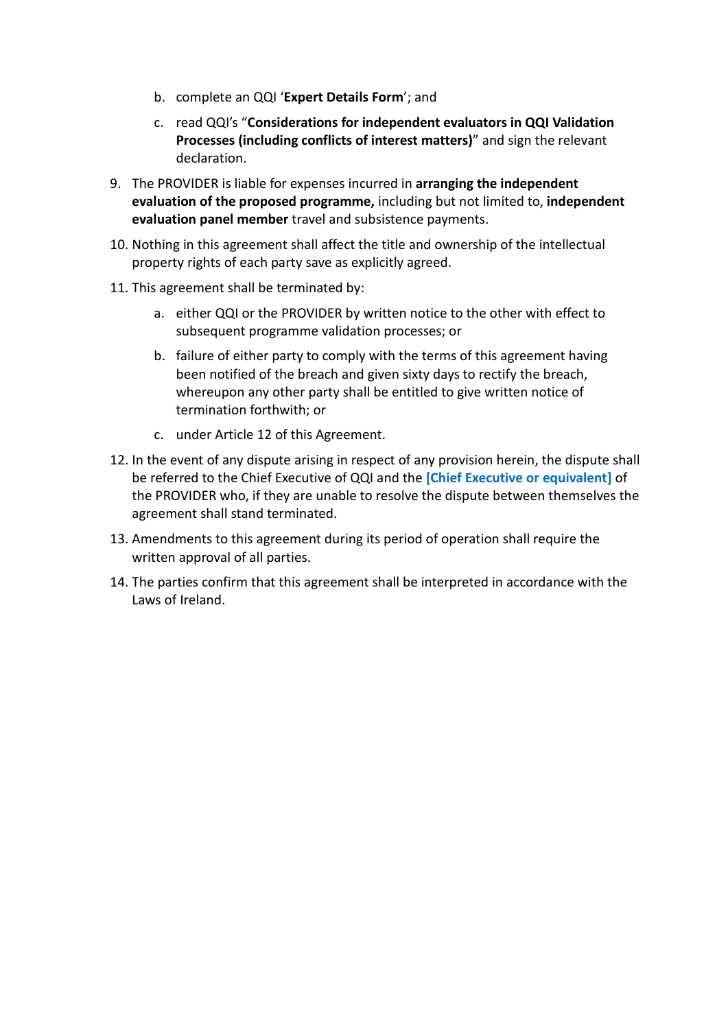b. complete an QQI ‘**Expert Details Form**’; and

   c. read QQI’s “**Considerations for independent evaluators in QQI Validation Processes (including conflicts of interest matters)**” and sign the relevant declaration.

9. The PROVIDER is liable for expenses incurred in **arranging the independent evaluation of the proposed programme,** including but not limited to, **independent evaluation panel member** travel and subsistence payments.

10. Nothing in this agreement shall affect the title and ownership of the intellectual property rights of each party save as explicitly agreed.

11. This agreement shall be terminated by:

    a. either QQI or the PROVIDER by written notice to the other with effect to subsequent programme validation processes; or

    b. failure of either party to comply with the terms of this agreement having been notified of the breach and given sixty days to rectify the breach, whereupon any other party shall be entitled to give written notice of termination forthwith; or

    c. under Article 12 of this Agreement.

12. In the event of any dispute arising in respect of any provision herein, the dispute shall be referred to the Chief Executive of QQI and the **[Chief Executive or equivalent]** of the PROVIDER who, if they are unable to resolve the dispute between themselves the agreement shall stand terminated.

13. Amendments to this agreement during its period of operation shall require the written approval of all parties.

14. The parties confirm that this agreement shall be interpreted in accordance with the Laws of Ireland.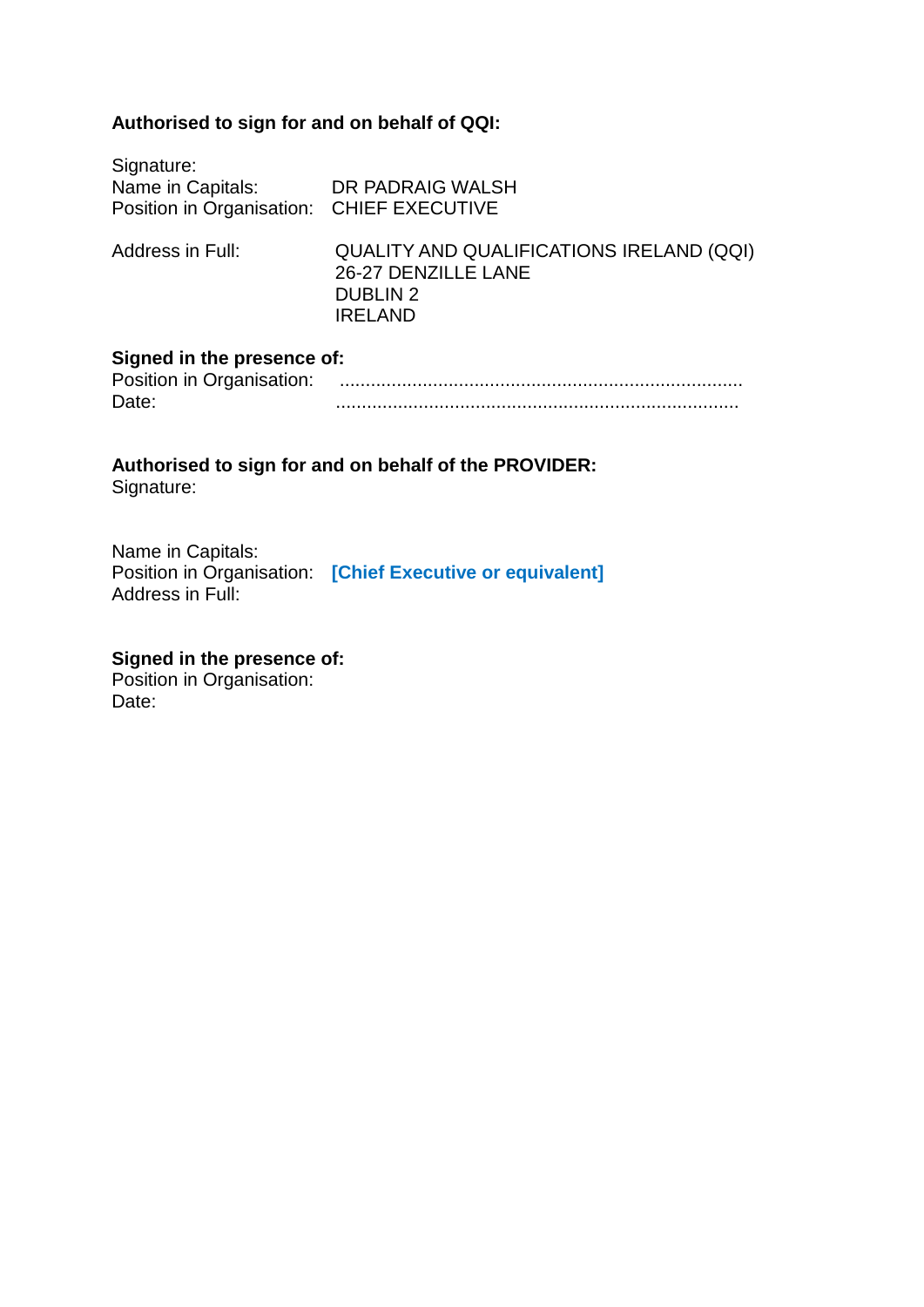**Authorised to sign for and on behalf of QQI:**

Signature:
Name in Capitals: DR PADRAIG WALSH
Position in Organisation: CHIEF EXECUTIVE

Address in Full: QUALITY AND QUALIFICATIONS IRELAND (QQI)
26-27 DENZILLE LANE
DUBLIN 2
IRELAND

**Signed in the presence of:**
Position in Organisation: ..............................................................................
Date: ..............................................................................

**Authorised to sign for and on behalf of the PROVIDER:**
Signature:

Name in Capitals:
Position in Organisation: **[Chief Executive or equivalent]**
Address in Full:

**Signed in the presence of:**
Position in Organisation:
Date: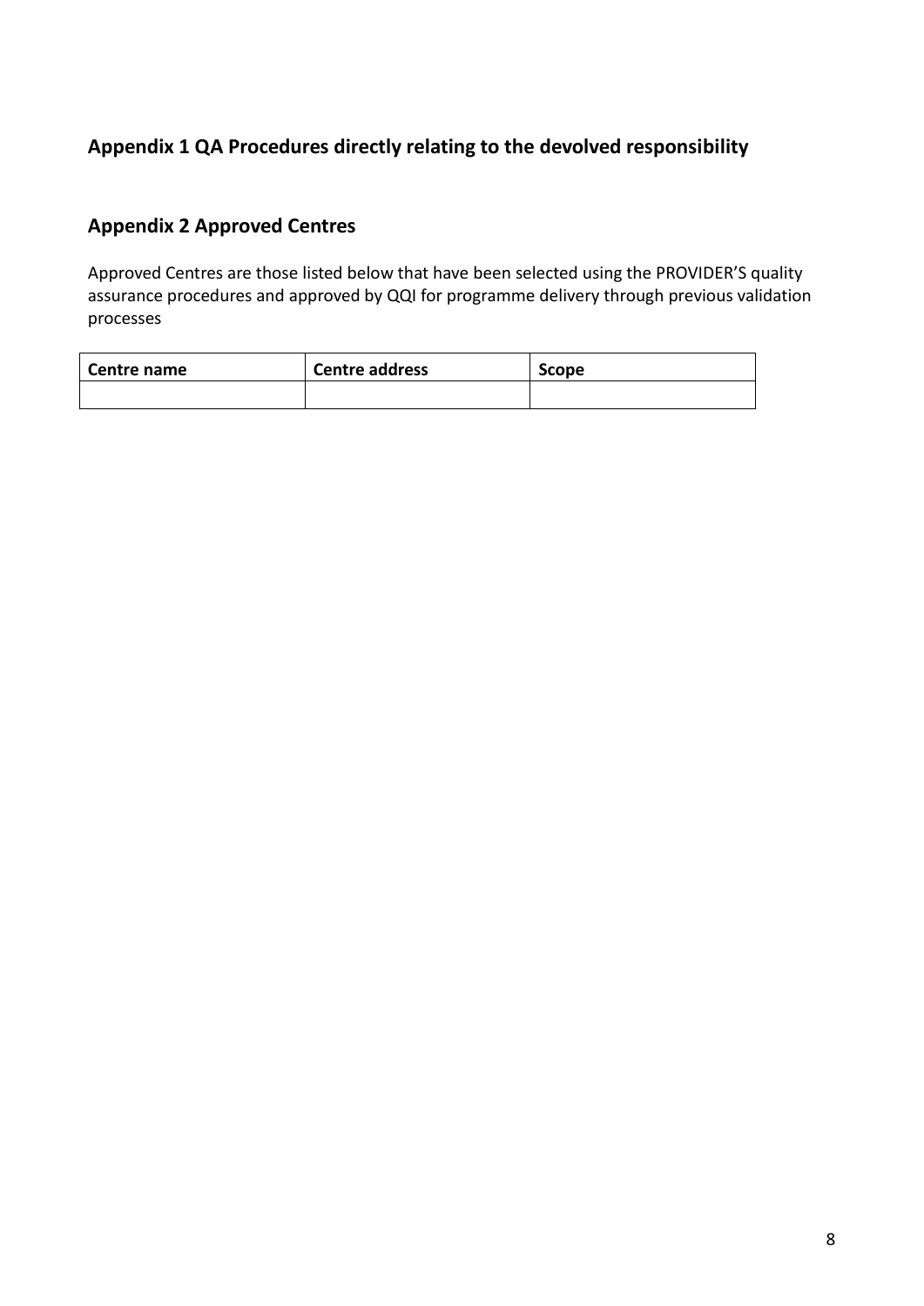## Appendix 1 QA Procedures directly relating to the devolved responsibility

## Appendix 2 Approved Centres

Approved Centres are those listed below that have been selected using the PROVIDER'S quality assurance procedures and approved by QQI for programme delivery through previous validation processes

| Centre name | Centre address | Scope |
|---|---|---|
| | | |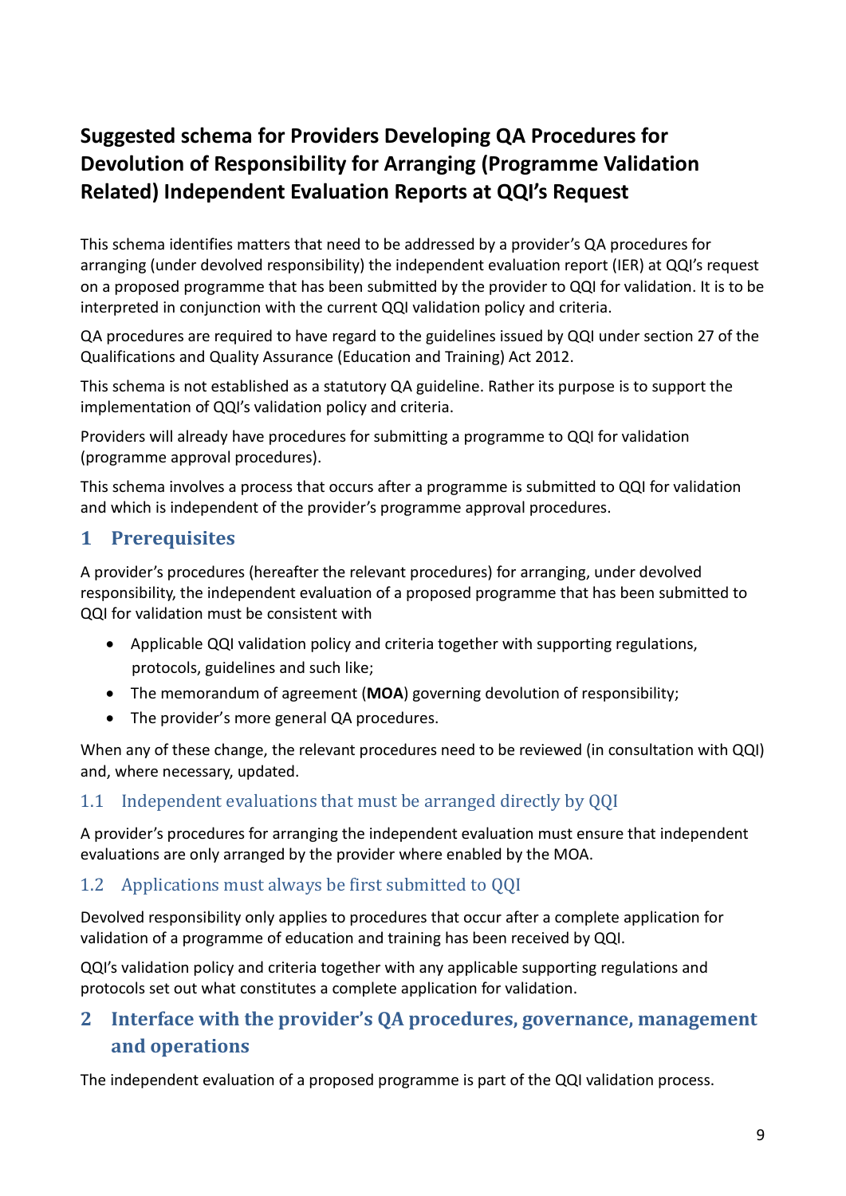# Suggested schema for Providers Developing QA Procedures for Devolution of Responsibility for Arranging (Programme Validation Related) Independent Evaluation Reports at QQI's Request

This schema identifies matters that need to be addressed by a provider's QA procedures for arranging (under devolved responsibility) the independent evaluation report (IER) at QQI's request on a proposed programme that has been submitted by the provider to QQI for validation. It is to be interpreted in conjunction with the current QQI validation policy and criteria.

QA procedures are required to have regard to the guidelines issued by QQI under section 27 of the Qualifications and Quality Assurance (Education and Training) Act 2012.

This schema is not established as a statutory QA guideline. Rather its purpose is to support the implementation of QQI's validation policy and criteria.

Providers will already have procedures for submitting a programme to QQI for validation (programme approval procedures).

This schema involves a process that occurs after a programme is submitted to QQI for validation and which is independent of the provider's programme approval procedures.

## 1 Prerequisites

A provider's procedures (hereafter the relevant procedures) for arranging, under devolved responsibility, the independent evaluation of a proposed programme that has been submitted to QQI for validation must be consistent with

- Applicable QQI validation policy and criteria together with supporting regulations, protocols, guidelines and such like;
- The memorandum of agreement (**MOA**) governing devolution of responsibility;
- The provider's more general QA procedures.

When any of these change, the relevant procedures need to be reviewed (in consultation with QQI) and, where necessary, updated.

### 1.1 Independent evaluations that must be arranged directly by QQI

A provider's procedures for arranging the independent evaluation must ensure that independent evaluations are only arranged by the provider where enabled by the MOA.

### 1.2 Applications must always be first submitted to QQI

Devolved responsibility only applies to procedures that occur after a complete application for validation of a programme of education and training has been received by QQI.

QQI's validation policy and criteria together with any applicable supporting regulations and protocols set out what constitutes a complete application for validation.

## 2 Interface with the provider's QA procedures, governance, management and operations

The independent evaluation of a proposed programme is part of the QQI validation process.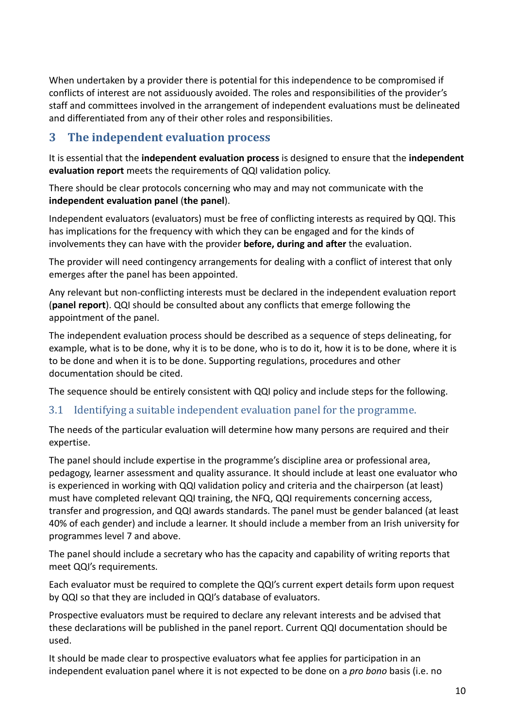When undertaken by a provider there is potential for this independence to be compromised if conflicts of interest are not assiduously avoided. The roles and responsibilities of the provider's staff and committees involved in the arrangement of independent evaluations must be delineated and differentiated from any of their other roles and responsibilities.

## 3 The independent evaluation process

It is essential that the **independent evaluation process** is designed to ensure that the **independent evaluation report** meets the requirements of QQI validation policy.

There should be clear protocols concerning who may and may not communicate with the **independent evaluation panel** (**the panel**).

Independent evaluators (evaluators) must be free of conflicting interests as required by QQI. This has implications for the frequency with which they can be engaged and for the kinds of involvements they can have with the provider **before, during and after** the evaluation.

The provider will need contingency arrangements for dealing with a conflict of interest that only emerges after the panel has been appointed.

Any relevant but non-conflicting interests must be declared in the independent evaluation report (**panel report**). QQI should be consulted about any conflicts that emerge following the appointment of the panel.

The independent evaluation process should be described as a sequence of steps delineating, for example, what is to be done, why it is to be done, who is to do it, how it is to be done, where it is to be done and when it is to be done. Supporting regulations, procedures and other documentation should be cited.

The sequence should be entirely consistent with QQI policy and include steps for the following.

### 3.1 Identifying a suitable independent evaluation panel for the programme.

The needs of the particular evaluation will determine how many persons are required and their expertise.

The panel should include expertise in the programme's discipline area or professional area, pedagogy, learner assessment and quality assurance. It should include at least one evaluator who is experienced in working with QQI validation policy and criteria and the chairperson (at least) must have completed relevant QQI training, the NFQ, QQI requirements concerning access, transfer and progression, and QQI awards standards. The panel must be gender balanced (at least 40% of each gender) and include a learner. It should include a member from an Irish university for programmes level 7 and above.

The panel should include a secretary who has the capacity and capability of writing reports that meet QQI's requirements.

Each evaluator must be required to complete the QQI's current expert details form upon request by QQI so that they are included in QQI's database of evaluators.

Prospective evaluators must be required to declare any relevant interests and be advised that these declarations will be published in the panel report. Current QQI documentation should be used.

It should be made clear to prospective evaluators what fee applies for participation in an independent evaluation panel where it is not expected to be done on a *pro bono* basis (i.e. no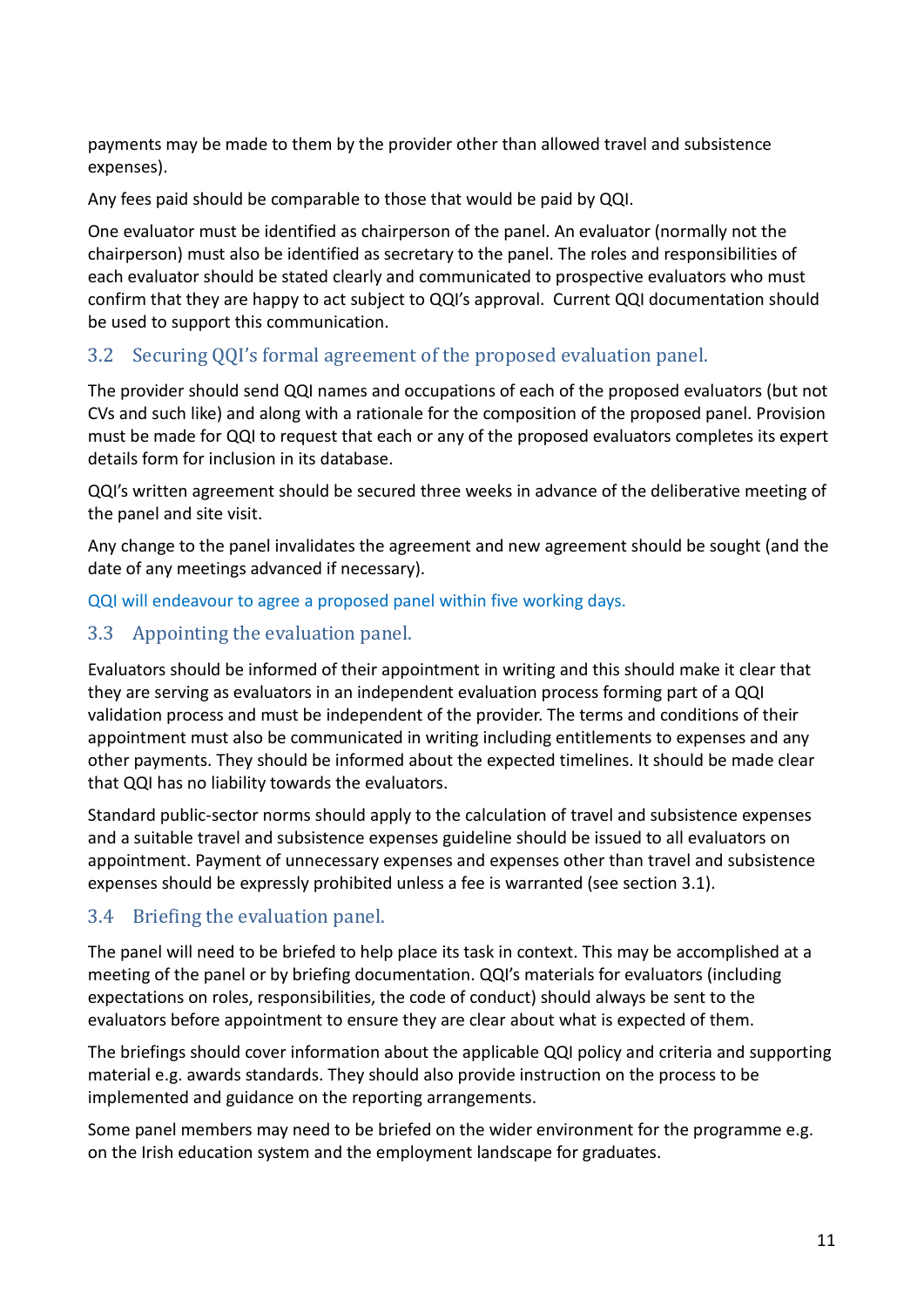payments may be made to them by the provider other than allowed travel and subsistence expenses).

Any fees paid should be comparable to those that would be paid by QQI.

One evaluator must be identified as chairperson of the panel. An evaluator (normally not the chairperson) must also be identified as secretary to the panel. The roles and responsibilities of each evaluator should be stated clearly and communicated to prospective evaluators who must confirm that they are happy to act subject to QQI's approval. Current QQI documentation should be used to support this communication.

## 3.2 Securing QQI's formal agreement of the proposed evaluation panel.

The provider should send QQI names and occupations of each of the proposed evaluators (but not CVs and such like) and along with a rationale for the composition of the proposed panel. Provision must be made for QQI to request that each or any of the proposed evaluators completes its expert details form for inclusion in its database.

QQI's written agreement should be secured three weeks in advance of the deliberative meeting of the panel and site visit.

Any change to the panel invalidates the agreement and new agreement should be sought (and the date of any meetings advanced if necessary).

QQI will endeavour to agree a proposed panel within five working days.

## 3.3 Appointing the evaluation panel.

Evaluators should be informed of their appointment in writing and this should make it clear that they are serving as evaluators in an independent evaluation process forming part of a QQI validation process and must be independent of the provider. The terms and conditions of their appointment must also be communicated in writing including entitlements to expenses and any other payments. They should be informed about the expected timelines. It should be made clear that QQI has no liability towards the evaluators.

Standard public-sector norms should apply to the calculation of travel and subsistence expenses and a suitable travel and subsistence expenses guideline should be issued to all evaluators on appointment. Payment of unnecessary expenses and expenses other than travel and subsistence expenses should be expressly prohibited unless a fee is warranted (see section 3.1).

## 3.4 Briefing the evaluation panel.

The panel will need to be briefed to help place its task in context. This may be accomplished at a meeting of the panel or by briefing documentation. QQI's materials for evaluators (including expectations on roles, responsibilities, the code of conduct) should always be sent to the evaluators before appointment to ensure they are clear about what is expected of them.

The briefings should cover information about the applicable QQI policy and criteria and supporting material e.g. awards standards. They should also provide instruction on the process to be implemented and guidance on the reporting arrangements.

Some panel members may need to be briefed on the wider environment for the programme e.g. on the Irish education system and the employment landscape for graduates.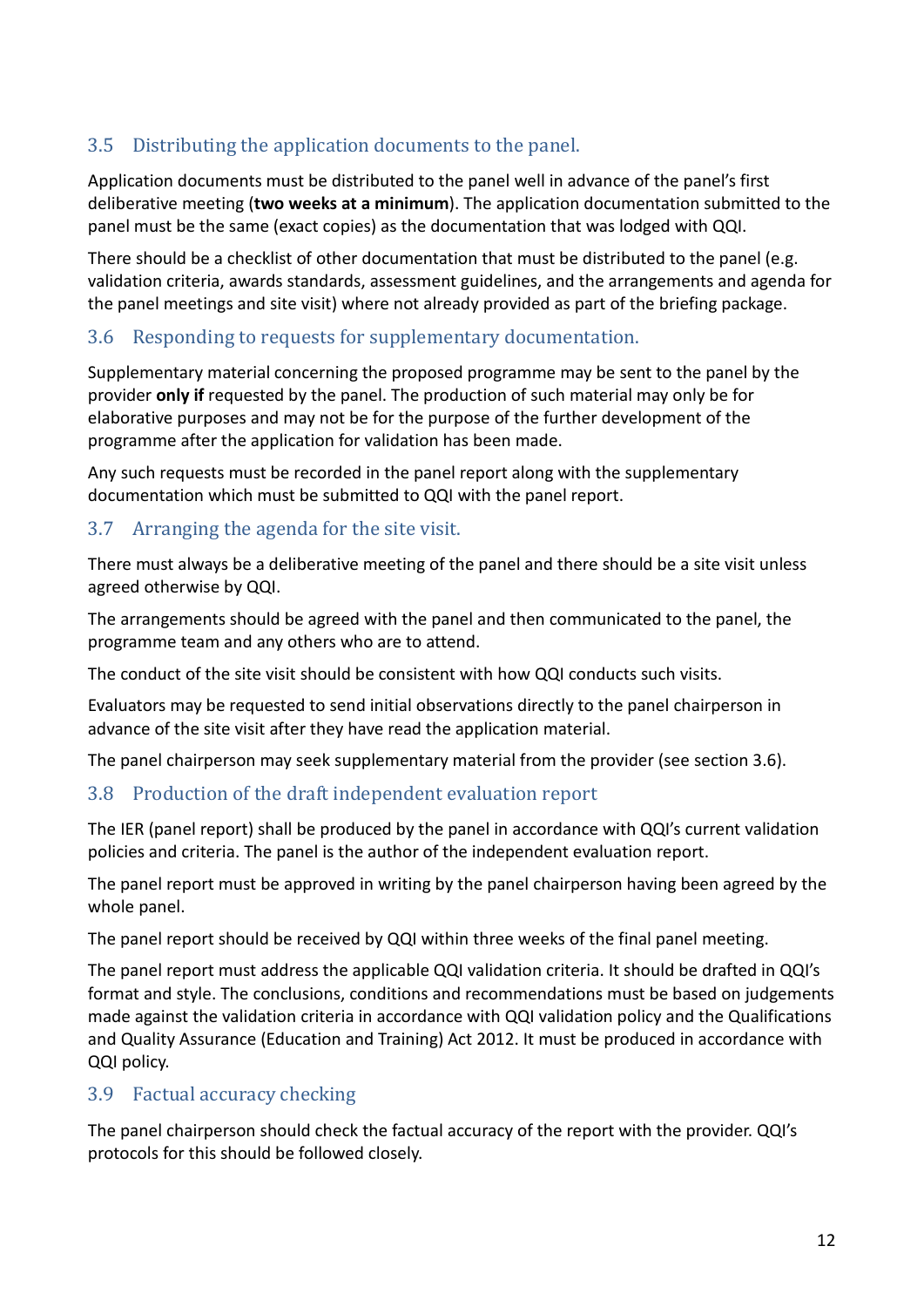### 3.5 Distributing the application documents to the panel.

Application documents must be distributed to the panel well in advance of the panel's first deliberative meeting (**two weeks at a minimum**). The application documentation submitted to the panel must be the same (exact copies) as the documentation that was lodged with QQI.

There should be a checklist of other documentation that must be distributed to the panel (e.g. validation criteria, awards standards, assessment guidelines, and the arrangements and agenda for the panel meetings and site visit) where not already provided as part of the briefing package.

### 3.6 Responding to requests for supplementary documentation.

Supplementary material concerning the proposed programme may be sent to the panel by the provider **only if** requested by the panel. The production of such material may only be for elaborative purposes and may not be for the purpose of the further development of the programme after the application for validation has been made.

Any such requests must be recorded in the panel report along with the supplementary documentation which must be submitted to QQI with the panel report.

### 3.7 Arranging the agenda for the site visit.

There must always be a deliberative meeting of the panel and there should be a site visit unless agreed otherwise by QQI.

The arrangements should be agreed with the panel and then communicated to the panel, the programme team and any others who are to attend.

The conduct of the site visit should be consistent with how QQI conducts such visits.

Evaluators may be requested to send initial observations directly to the panel chairperson in advance of the site visit after they have read the application material.

The panel chairperson may seek supplementary material from the provider (see section 3.6).

### 3.8 Production of the draft independent evaluation report

The IER (panel report) shall be produced by the panel in accordance with QQI's current validation policies and criteria. The panel is the author of the independent evaluation report.

The panel report must be approved in writing by the panel chairperson having been agreed by the whole panel.

The panel report should be received by QQI within three weeks of the final panel meeting.

The panel report must address the applicable QQI validation criteria. It should be drafted in QQI's format and style. The conclusions, conditions and recommendations must be based on judgements made against the validation criteria in accordance with QQI validation policy and the Qualifications and Quality Assurance (Education and Training) Act 2012. It must be produced in accordance with QQI policy.

### 3.9 Factual accuracy checking

The panel chairperson should check the factual accuracy of the report with the provider. QQI's protocols for this should be followed closely.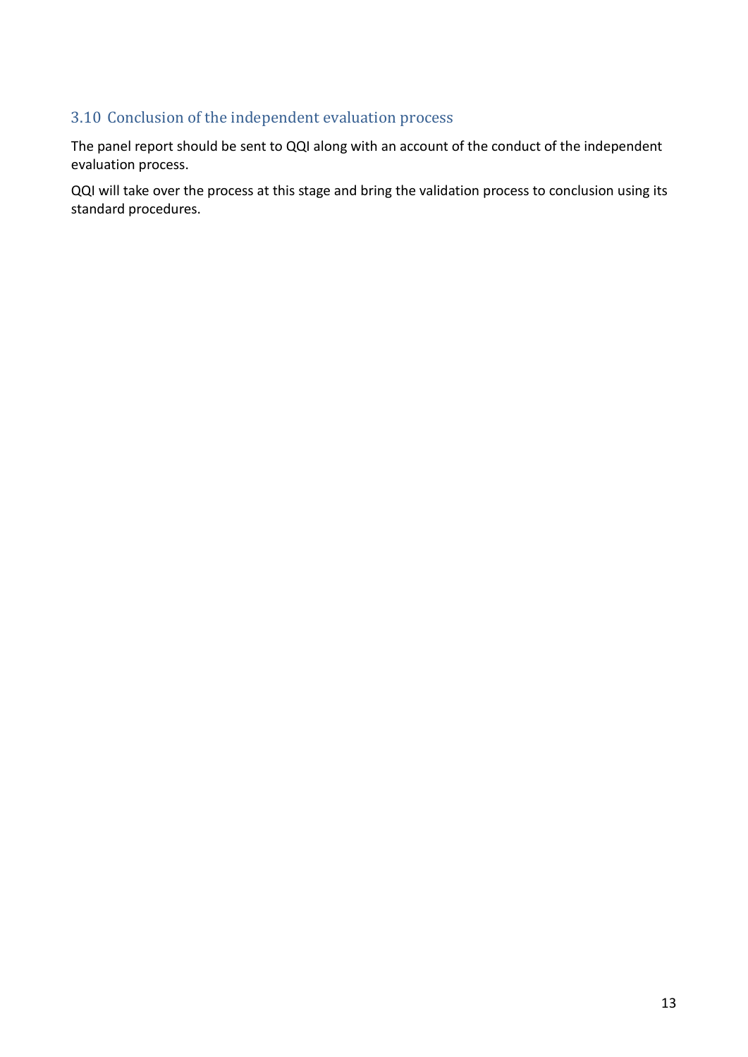### 3.10 Conclusion of the independent evaluation process

The panel report should be sent to QQI along with an account of the conduct of the independent evaluation process.

QQI will take over the process at this stage and bring the validation process to conclusion using its standard procedures.